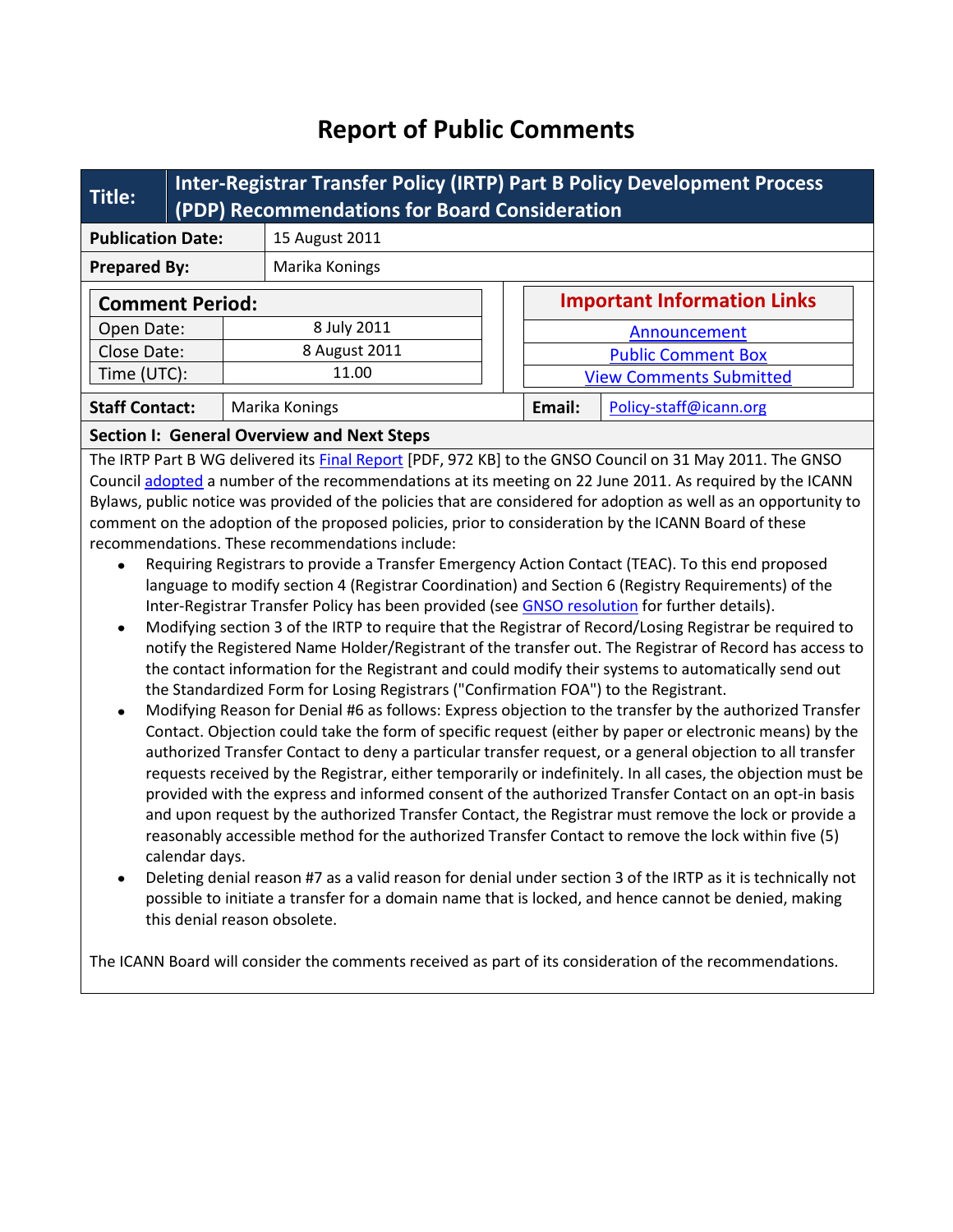# Report of Public Comments

| Title: | Inter-Registrar Transfer Policy (IRTP) Part B Policy Development Process (PDP) Recommendations for Board Consideration |
|---|---|
| Publication Date: | 15 August 2011 |
| Prepared By: | Marika Konings |

| Comment Period: | |
|---|---|
| Open Date: | 8 July 2011 |
| Close Date: | 8 August 2011 |
| Time (UTC): | 11.00 |

| Important Information Links |
|---|
| Announcement |
| Public Comment Box |
| View Comments Submitted |

| Staff Contact: | Marika Konings | Email: | Policy-staff@icann.org |
|---|---|---|---|

## Section I: General Overview and Next Steps

The IRTP Part B WG delivered its Final Report [PDF, 972 KB] to the GNSO Council on 31 May 2011. The GNSO Council adopted a number of the recommendations at its meeting on 22 June 2011. As required by the ICANN Bylaws, public notice was provided of the policies that are considered for adoption as well as an opportunity to comment on the adoption of the proposed policies, prior to consideration by the ICANN Board of these recommendations. These recommendations include:

- Requiring Registrars to provide a Transfer Emergency Action Contact (TEAC). To this end proposed language to modify section 4 (Registrar Coordination) and Section 6 (Registry Requirements) of the Inter-Registrar Transfer Policy has been provided (see GNSO resolution for further details).
- Modifying section 3 of the IRTP to require that the Registrar of Record/Losing Registrar be required to notify the Registered Name Holder/Registrant of the transfer out. The Registrar of Record has access to the contact information for the Registrant and could modify their systems to automatically send out the Standardized Form for Losing Registrars ("Confirmation FOA") to the Registrant.
- Modifying Reason for Denial #6 as follows: Express objection to the transfer by the authorized Transfer Contact. Objection could take the form of specific request (either by paper or electronic means) by the authorized Transfer Contact to deny a particular transfer request, or a general objection to all transfer requests received by the Registrar, either temporarily or indefinitely. In all cases, the objection must be provided with the express and informed consent of the authorized Transfer Contact on an opt-in basis and upon request by the authorized Transfer Contact, the Registrar must remove the lock or provide a reasonably accessible method for the authorized Transfer Contact to remove the lock within five (5) calendar days.
- Deleting denial reason #7 as a valid reason for denial under section 3 of the IRTP as it is technically not possible to initiate a transfer for a domain name that is locked, and hence cannot be denied, making this denial reason obsolete.

The ICANN Board will consider the comments received as part of its consideration of the recommendations.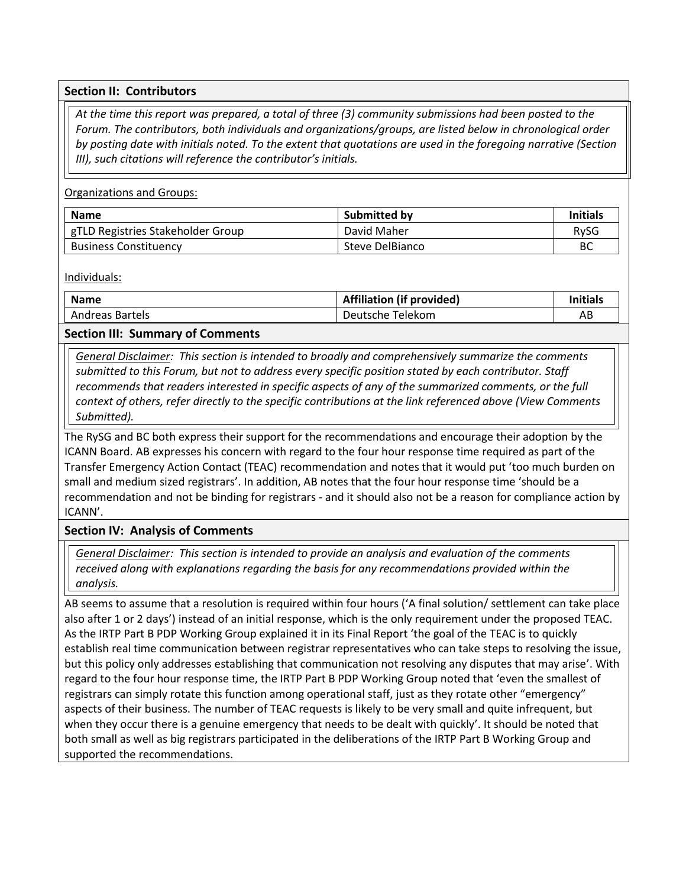## Section II: Contributors

*At the time this report was prepared, a total of three (3) community submissions had been posted to the Forum. The contributors, both individuals and organizations/groups, are listed below in chronological order by posting date with initials noted. To the extent that quotations are used in the foregoing narrative (Section III), such citations will reference the contributor's initials.*

Organizations and Groups:

| Name | Submitted by | Initials |
|---|---|---|
| gTLD Registries Stakeholder Group | David Maher | RySG |
| Business Constituency | Steve DelBianco | BC |

Individuals:

| Name | Affiliation (if provided) | Initials |
|---|---|---|
| Andreas Bartels | Deutsche Telekom | AB |

## Section III: Summary of Comments

*General Disclaimer: This section is intended to broadly and comprehensively summarize the comments submitted to this Forum, but not to address every specific position stated by each contributor. Staff recommends that readers interested in specific aspects of any of the summarized comments, or the full context of others, refer directly to the specific contributions at the link referenced above (View Comments Submitted).*

The RySG and BC both express their support for the recommendations and encourage their adoption by the ICANN Board. AB expresses his concern with regard to the four hour response time required as part of the Transfer Emergency Action Contact (TEAC) recommendation and notes that it would put 'too much burden on small and medium sized registrars'. In addition, AB notes that the four hour response time 'should be a recommendation and not be binding for registrars - and it should also not be a reason for compliance action by ICANN'.

## Section IV: Analysis of Comments

*General Disclaimer: This section is intended to provide an analysis and evaluation of the comments received along with explanations regarding the basis for any recommendations provided within the analysis.*

AB seems to assume that a resolution is required within four hours ('A final solution/ settlement can take place also after 1 or 2 days') instead of an initial response, which is the only requirement under the proposed TEAC. As the IRTP Part B PDP Working Group explained it in its Final Report 'the goal of the TEAC is to quickly establish real time communication between registrar representatives who can take steps to resolving the issue, but this policy only addresses establishing that communication not resolving any disputes that may arise'. With regard to the four hour response time, the IRTP Part B PDP Working Group noted that 'even the smallest of registrars can simply rotate this function among operational staff, just as they rotate other "emergency" aspects of their business. The number of TEAC requests is likely to be very small and quite infrequent, but when they occur there is a genuine emergency that needs to be dealt with quickly'. It should be noted that both small as well as big registrars participated in the deliberations of the IRTP Part B Working Group and supported the recommendations.